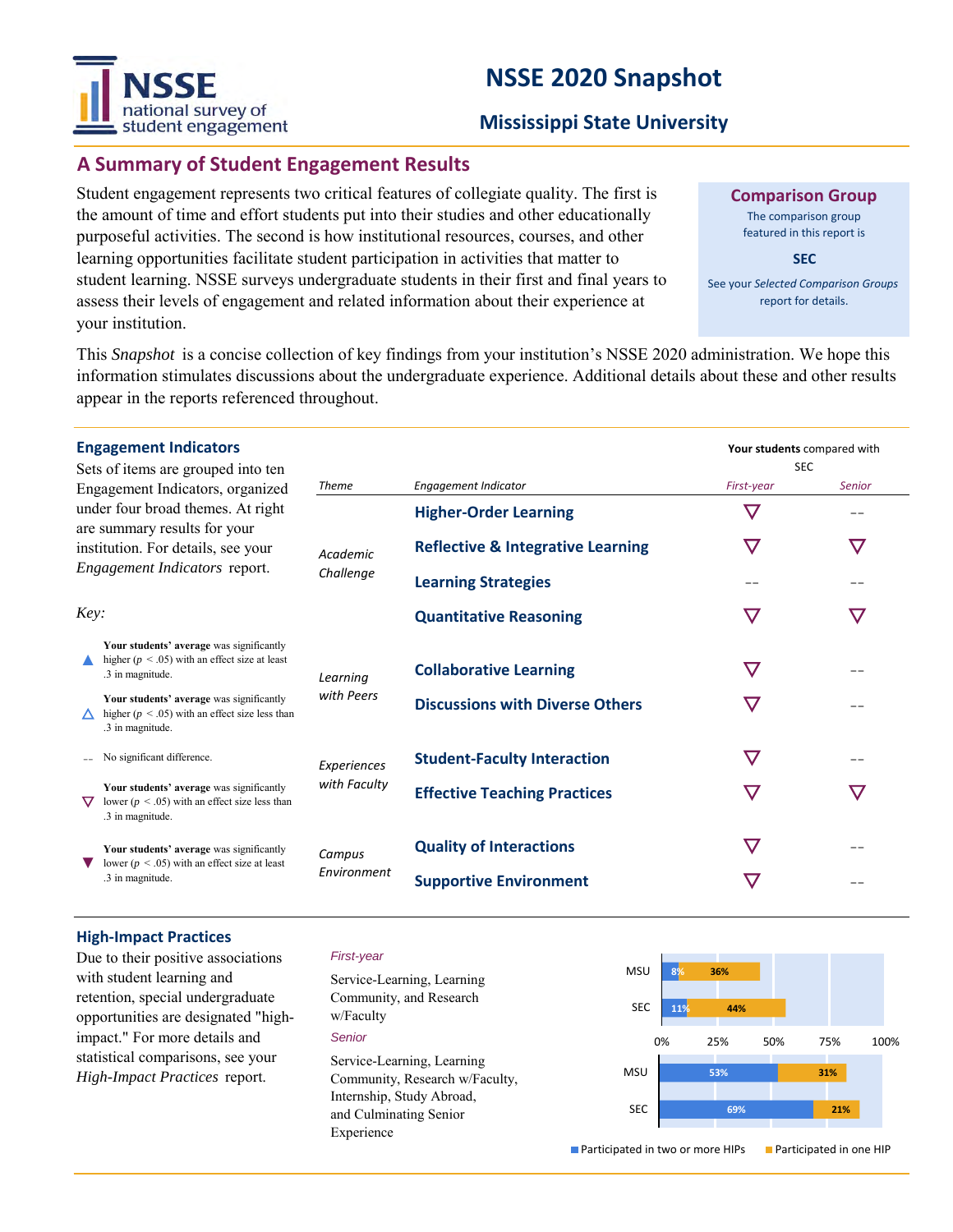# NSSE 2020 Snapshot

## Mississippi State University

## A Summary of Student Engagement Results

Student engagement represents two critical features of collegiate quality. The first is the amount of time and effort students put into their studies and other educationally purposeful activities. The second is how institutional resources, courses, and other learning opportunities facilitate student participation in activities that matter to student learning. NSSE surveys undergraduate students in their first and final years to assess their levels of engagement and related information about their experience at your institution.

**Comparison Group**

The comparison group featured in this report is

**SEC**

See your *Selected Comparison Groups* report for details.

This *Snapshot* is a concise collection of key findings from your institution's NSSE 2020 administration. We hope this information stimulates discussions about the undergraduate experience. Additional details about these and other results appear in the reports referenced throughout.

### Engagement Indicators

Sets of items are grouped into ten Engagement Indicators, organized under four broad themes. At right are summary results for your institution. For details, see your *Engagement Indicators* report.

*Key:*

- ▲ **Your students' average** was significantly higher ($p < .05$) with an effect size at least .3 in magnitude.
- △ **Your students' average** was significantly higher ($p < .05$) with an effect size less than .3 in magnitude.
- -- No significant difference.
- ▽ **Your students' average** was significantly lower ($p < .05$) with an effect size less than .3 in magnitude.
- ▼ **Your students' average** was significantly lower ($p < .05$) with an effect size at least .3 in magnitude.

**Your students** compared with SEC

| *Theme* | *Engagement Indicator* | *First-year* | *Senior* |
|---|---|---|---|
| *Academic Challenge* | **Higher-Order Learning** | ▽ | -- |
| | **Reflective & Integrative Learning** | ▽ | ▽ |
| | **Learning Strategies** | -- | -- |
| | **Quantitative Reasoning** | ▽ | ▽ |
| *Learning with Peers* | **Collaborative Learning** | ▽ | -- |
| | **Discussions with Diverse Others** | ▽ | -- |
| *Experiences with Faculty* | **Student-Faculty Interaction** | ▽ | -- |
| | **Effective Teaching Practices** | ▽ | ▽ |
| *Campus Environment* | **Quality of Interactions** | ▽ | -- |
| | **Supportive Environment** | ▽ | -- |

### High-Impact Practices

Due to their positive associations with student learning and retention, special undergraduate opportunities are designated "high-impact." For more details and statistical comparisons, see your *High-Impact Practices* report.

*First-year*

Service-Learning, Learning Community, and Research w/Faculty

*Senior*

Service-Learning, Learning Community, Research w/Faculty, Internship, Study Abroad, and Culminating Senior Experience

| | | Participated in two or more HIPs | Participated in one HIP |
|---|---|---|---|
| First-year | MSU | 8% | 36% |
| | SEC | 11% | 44% |
| Senior | MSU | 53% | 31% |
| | SEC | 69% | 21% |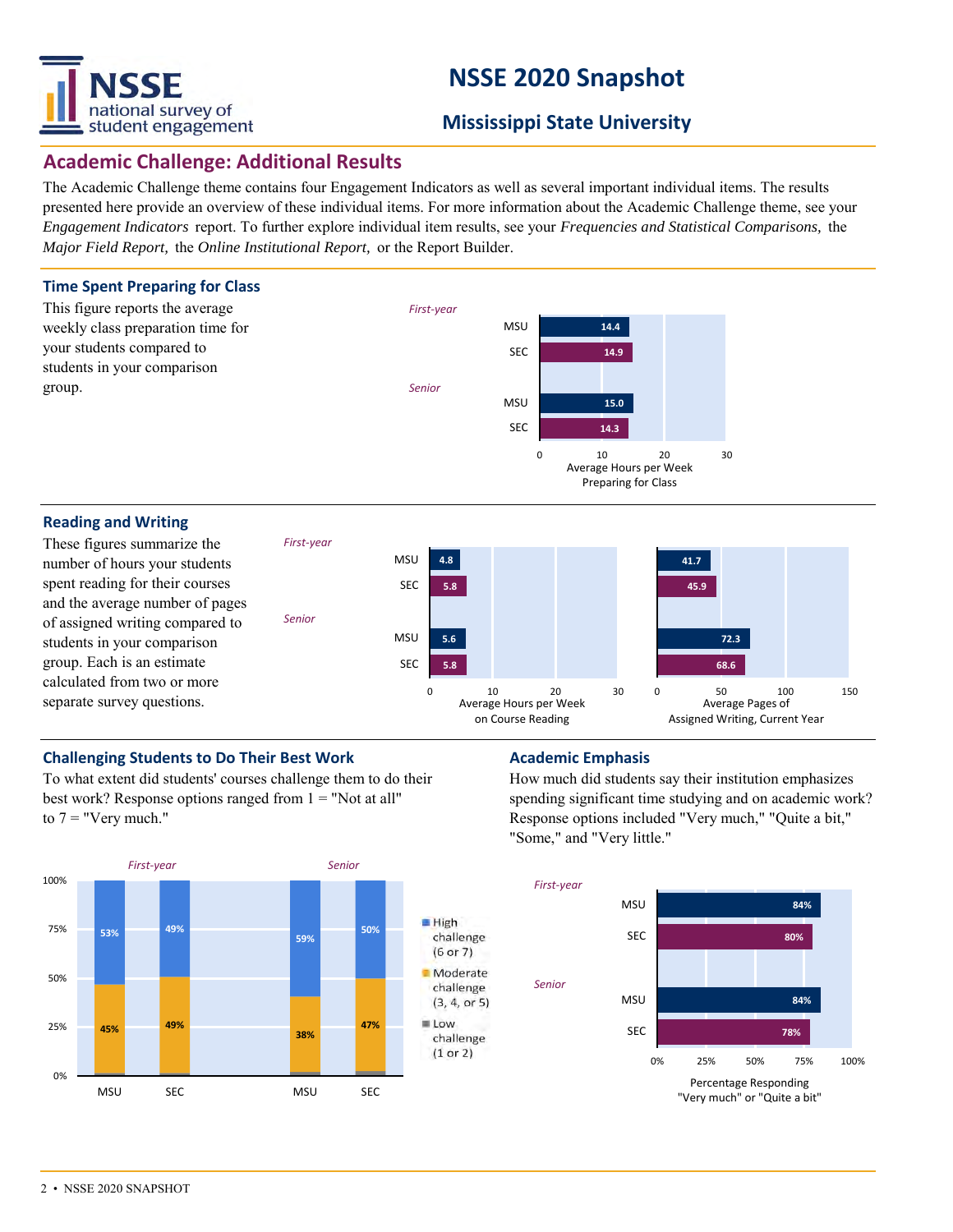# NSSE 2020 Snapshot

## Mississippi State University

## Academic Challenge: Additional Results

The Academic Challenge theme contains four Engagement Indicators as well as several important individual items. The results presented here provide an overview of these individual items. For more information about the Academic Challenge theme, see your *Engagement Indicators* report. To further explore individual item results, see your *Frequencies and Statistical Comparisons,* the *Major Field Report,* the *Online Institutional Report,* or the Report Builder.

### Time Spent Preparing for Class

This figure reports the average weekly class preparation time for your students compared to students in your comparison group.

| | | Average Hours per Week Preparing for Class |
|---|---|---|
| *First-year* | MSU | 14.4 |
| | SEC | 14.9 |
| *Senior* | MSU | 15.0 |
| | SEC | 14.3 |

### Reading and Writing

These figures summarize the number of hours your students spent reading for their courses and the average number of pages of assigned writing compared to students in your comparison group. Each is an estimate calculated from two or more separate survey questions.

| | | Average Hours per Week on Course Reading | Average Pages of Assigned Writing, Current Year |
|---|---|---|---|
| *First-year* | MSU | 4.8 | 41.7 |
| | SEC | 5.8 | 45.9 |
| *Senior* | MSU | 5.6 | 72.3 |
| | SEC | 5.8 | 68.6 |

### Challenging Students to Do Their Best Work

To what extent did students' courses challenge them to do their best work? Response options ranged from 1 = "Not at all" to 7 = "Very much."

| | | High challenge (6 or 7) | Moderate challenge (3, 4, or 5) |
|---|---|---|---|
| *First-year* | MSU | 53% | 45% |
| | SEC | 49% | 49% |
| *Senior* | MSU | 59% | 38% |
| | SEC | 50% | 47% |

Low challenge (1 or 2)

### Academic Emphasis

How much did students say their institution emphasizes spending significant time studying and on academic work? Response options included "Very much," "Quite a bit," "Some," and "Very little."

| | | Percentage Responding "Very much" or "Quite a bit" |
|---|---|---|
| *First-year* | MSU | 84% |
| | SEC | 80% |
| *Senior* | MSU | 84% |
| | SEC | 78% |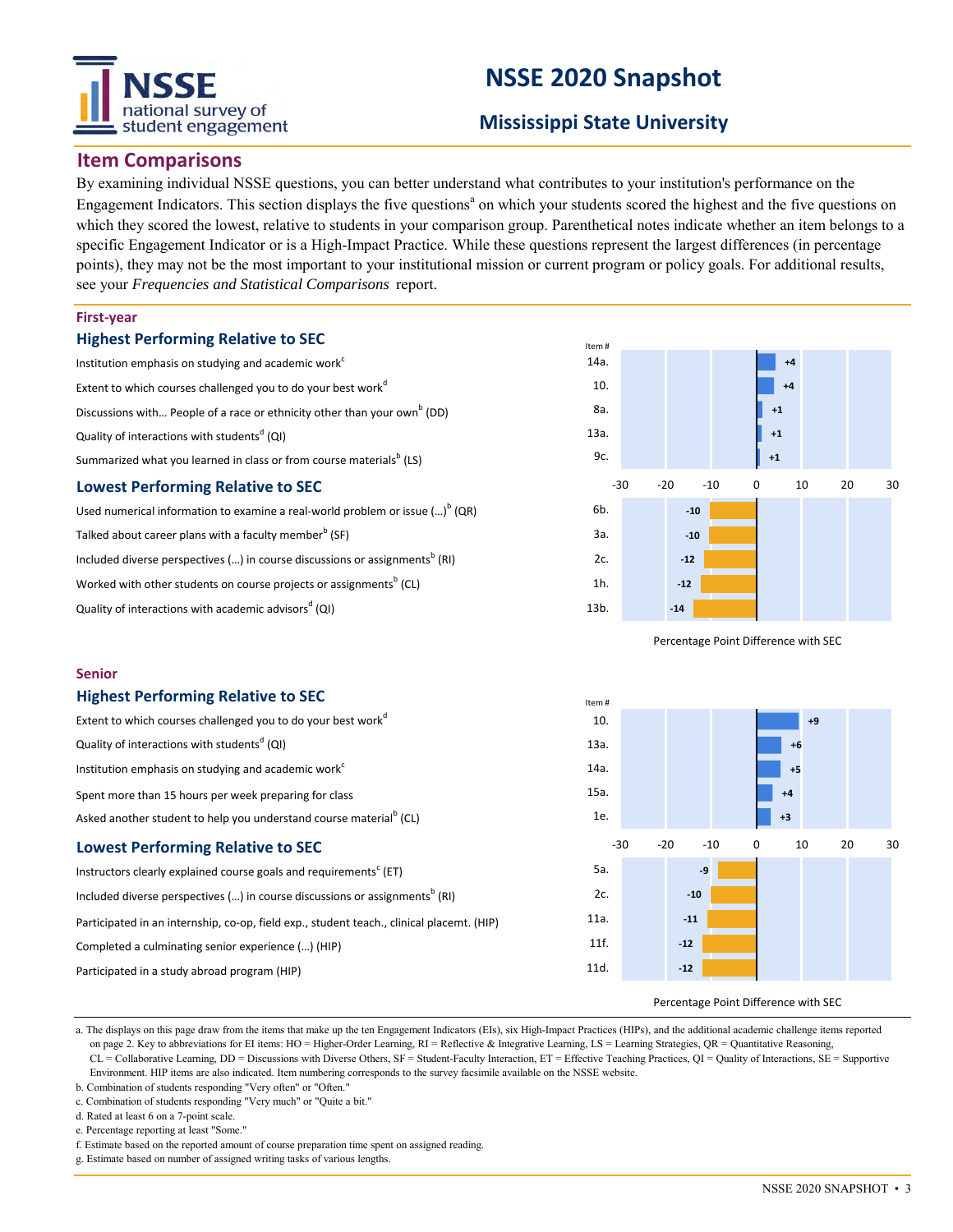# NSSE 2020 Snapshot

## Mississippi State University

## Item Comparisons

By examining individual NSSE questions, you can better understand what contributes to your institution's performance on the Engagement Indicators. This section displays the five questions[a] on which your students scored the highest and the five questions on which they scored the lowest, relative to students in your comparison group. Parenthetical notes indicate whether an item belongs to a specific Engagement Indicator or is a High-Impact Practice. While these questions represent the largest differences (in percentage points), they may not be the most important to your institutional mission or current program or policy goals. For additional results, see your *Frequencies and Statistical Comparisons* report.

### First-year

#### Highest Performing Relative to SEC

| Item | Item # | Percentage Point Difference with SEC |
|---|---|---|
| Institution emphasis on studying and academic work[c] | 14a. | +4 |
| Extent to which courses challenged you to do your best work[d] | 10. | +4 |
| Discussions with... People of a race or ethnicity other than your own[b] (DD) | 8a. | +1 |
| Quality of interactions with students[d] (QI) | 13a. | +1 |
| Summarized what you learned in class or from course materials[b] (LS) | 9c. | +1 |

#### Lowest Performing Relative to SEC

| Item | Item # | Percentage Point Difference with SEC |
|---|---|---|
| Used numerical information to examine a real-world problem or issue (...)[b] (QR) | 6b. | -10 |
| Talked about career plans with a faculty member[b] (SF) | 3a. | -10 |
| Included diverse perspectives (...) in course discussions or assignments[b] (RI) | 2c. | -12 |
| Worked with other students on course projects or assignments[b] (CL) | 1h. | -12 |
| Quality of interactions with academic advisors[d] (QI) | 13b. | -14 |

### Senior

#### Highest Performing Relative to SEC

| Item | Item # | Percentage Point Difference with SEC |
|---|---|---|
| Extent to which courses challenged you to do your best work[d] | 10. | +9 |
| Quality of interactions with students[d] (QI) | 13a. | +6 |
| Institution emphasis on studying and academic work[c] | 14a. | +5 |
| Spent more than 15 hours per week preparing for class | 15a. | +4 |
| Asked another student to help you understand course material[b] (CL) | 1e. | +3 |

#### Lowest Performing Relative to SEC

| Item | Item # | Percentage Point Difference with SEC |
|---|---|---|
| Instructors clearly explained course goals and requirements[c] (ET) | 5a. | -9 |
| Included diverse perspectives (...) in course discussions or assignments[b] (RI) | 2c. | -10 |
| Participated in an internship, co-op, field exp., student teach., clinical placemt. (HIP) | 11a. | -11 |
| Completed a culminating senior experience (...) (HIP) | 11f. | -12 |
| Participated in a study abroad program (HIP) | 11d. | -12 |

a. The displays on this page draw from the items that make up the ten Engagement Indicators (EIs), six High-Impact Practices (HIPs), and the additional academic challenge items reported on page 2. Key to abbreviations for EI items: HO = Higher-Order Learning, RI = Reflective & Integrative Learning, LS = Learning Strategies, QR = Quantitative Reasoning, CL = Collaborative Learning, DD = Discussions with Diverse Others, SF = Student-Faculty Interaction, ET = Effective Teaching Practices, QI = Quality of Interactions, SE = Supportive Environment. HIP items are also indicated. Item numbering corresponds to the survey facsimile available on the NSSE website.

b. Combination of students responding "Very often" or "Often."

c. Combination of students responding "Very much" or "Quite a bit."

d. Rated at least 6 on a 7-point scale.

e. Percentage reporting at least "Some."

f. Estimate based on the reported amount of course preparation time spent on assigned reading.

g. Estimate based on number of assigned writing tasks of various lengths.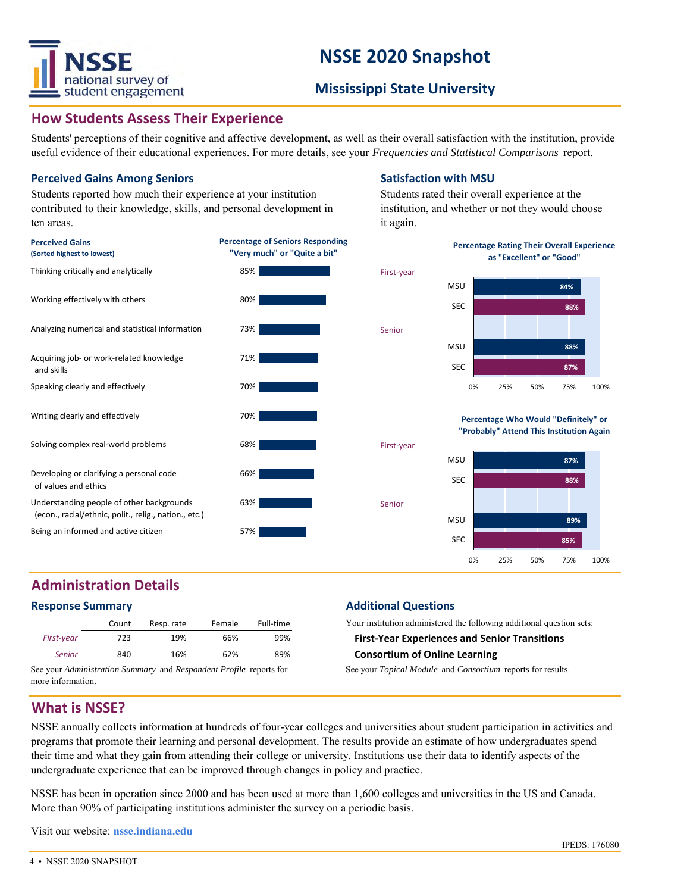# NSSE 2020 Snapshot

## Mississippi State University

## How Students Assess Their Experience

Students' perceptions of their cognitive and affective development, as well as their overall satisfaction with the institution, provide useful evidence of their educational experiences. For more details, see your *Frequencies and Statistical Comparisons* report.

### Perceived Gains Among Seniors

Students reported how much their experience at your institution contributed to their knowledge, skills, and personal development in ten areas.

**Perceived Gains** (Sorted highest to lowest)

**Percentage of Seniors Responding "Very much" or "Quite a bit"**

Thinking critically and analytically 85%

Working effectively with others 80%

Analyzing numerical and statistical information 73%

Acquiring job- or work-related knowledge and skills 71%

Speaking clearly and effectively 70%

Writing clearly and effectively 70%

Solving complex real-world problems 68%

Developing or clarifying a personal code of values and ethics 66%

Understanding people of other backgrounds (econ., racial/ethnic, polit., relig., nation., etc.) 63%

Being an informed and active citizen 57%

### Satisfaction with MSU

Students rated their overall experience at the institution, and whether or not they would choose it again.

**Percentage Rating Their Overall Experience as "Excellent" or "Good"**

First-year

MSU 84%

SEC 88%

Senior

MSU 88%

SEC 87%

0% 25% 50% 75% 100%

**Percentage Who Would "Definitely" or "Probably" Attend This Institution Again**

First-year

MSU 87%

SEC 88%

Senior

MSU 89%

SEC 85%

0% 25% 50% 75% 100%

## Administration Details

### Response Summary

| | Count | Resp. rate | Female | Full-time |
|---|---|---|---|---|
| *First-year* | 723 | 19% | 66% | 99% |
| *Senior* | 840 | 16% | 62% | 89% |

See your *Administration Summary* and *Respondent Profile* reports for more information.

### Additional Questions

Your institution administered the following additional question sets:

**First-Year Experiences and Senior Transitions**

**Consortium of Online Learning**

See your *Topical Module* and *Consortium* reports for results.

## What is NSSE?

NSSE annually collects information at hundreds of four-year colleges and universities about student participation in activities and programs that promote their learning and personal development. The results provide an estimate of how undergraduates spend their time and what they gain from attending their college or university. Institutions use their data to identify aspects of the undergraduate experience that can be improved through changes in policy and practice.

NSSE has been in operation since 2000 and has been used at more than 1,600 colleges and universities in the US and Canada. More than 90% of participating institutions administer the survey on a periodic basis.

Visit our website: **nsse.indiana.edu**

IPEDS: 176080